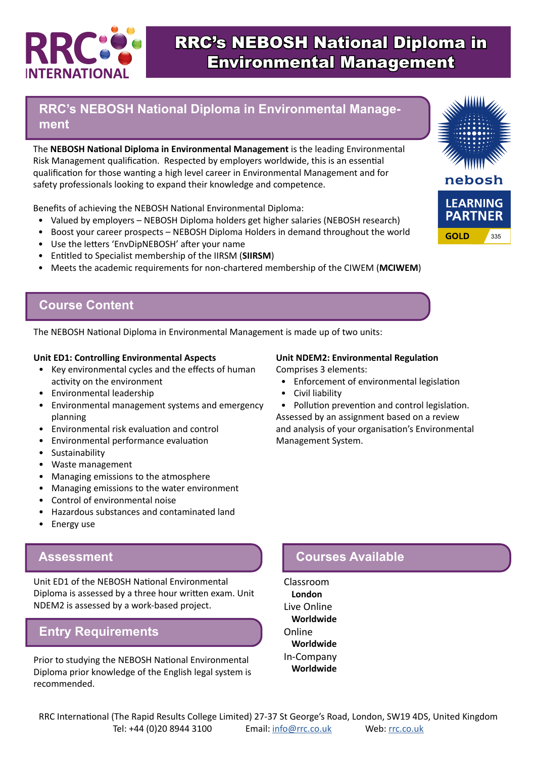# RRC's NEBOSH National Diploma in Environmental Management

## RRC's NEBOSH National Diploma in Environmental Management

The **NEBOSH National Diploma in Environmental Management** is the leading Environmental Risk Management qualification. Respected by employers worldwide, this is an essential qualification for those wanting a high level career in Environmental Management and for safety professionals looking to expand their knowledge and competence.

Benefits of achieving the NEBOSH National Environmental Diploma:

- Valued by employers – NEBOSH Diploma holders get higher salaries (NEBOSH research)
- Boost your career prospects – NEBOSH Diploma Holders in demand throughout the world
- Use the letters 'EnvDipNEBOSH' after your name
- Entitled to Specialist membership of the IIRSM (**SIIRSM**)
- Meets the academic requirements for non-chartered membership of the CIWEM (**MCIWEM**)

## Course Content

The NEBOSH National Diploma in Environmental Management is made up of two units:

**Unit ED1: Controlling Environmental Aspects**

- Key environmental cycles and the effects of human activity on the environment
- Environmental leadership
- Environmental management systems and emergency planning
- Environmental risk evaluation and control
- Environmental performance evaluation
- Sustainability
- Waste management
- Managing emissions to the atmosphere
- Managing emissions to the water environment
- Control of environmental noise
- Hazardous substances and contaminated land
- Energy use

**Unit NDEM2: Environmental Regulation**

Comprises 3 elements:

- Enforcement of environmental legislation
- Civil liability
- Pollution prevention and control legislation.

Assessed by an assignment based on a review and analysis of your organisation's Environmental Management System.

## Assessment

Unit ED1 of the NEBOSH National Environmental Diploma is assessed by a three hour written exam. Unit NDEM2 is assessed by a work-based project.

## Entry Requirements

Prior to studying the NEBOSH National Environmental Diploma prior knowledge of the English legal system is recommended.

## Courses Available

Classroom
**London**

Live Online
**Worldwide**

Online
**Worldwide**

In-Company
**Worldwide**

RRC International (The Rapid Results College Limited) 27-37 St George's Road, London, SW19 4DS, United Kingdom
Tel: +44 (0)20 8944 3100 Email: info@rrc.co.uk Web: rrc.co.uk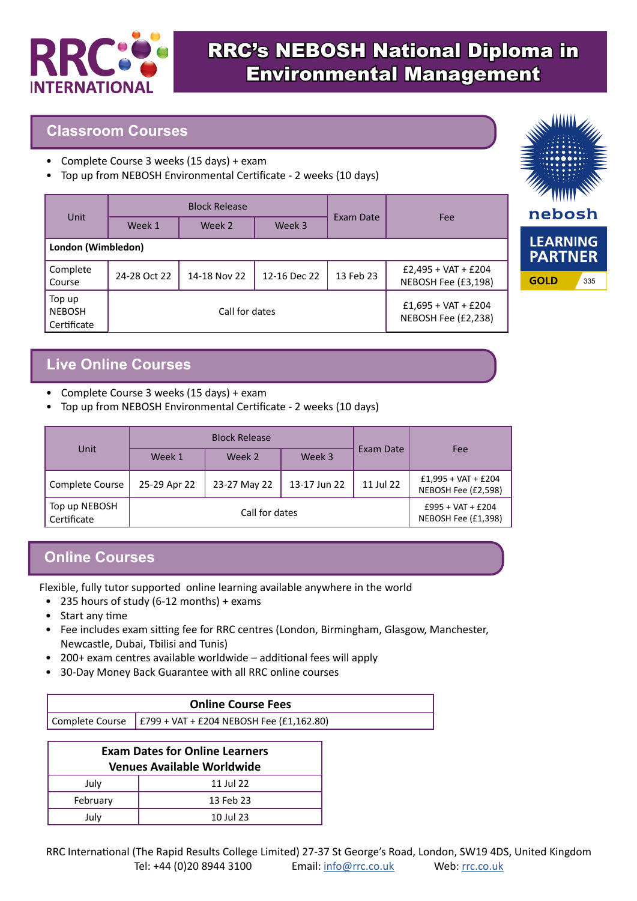# RRC's NEBOSH National Diploma in Environmental Management

## Classroom Courses

- Complete Course 3 weeks (15 days) + exam
- Top up from NEBOSH Environmental Certificate - 2 weeks (10 days)

| Unit | Block Release | | | Exam Date | Fee |
|---|---|---|---|---|---|
| | Week 1 | Week 2 | Week 3 | | |
| **London (Wimbledon)** | | | | | |
| Complete Course | 24-28 Oct 22 | 14-18 Nov 22 | 12-16 Dec 22 | 13 Feb 23 | £2,495 + VAT + £204 NEBOSH Fee (£3,198) |
| Top up NEBOSH Certificate | Call for dates | | | | £1,695 + VAT + £204 NEBOSH Fee (£2,238) |

nebosh LEARNING PARTNER GOLD 335

## Live Online Courses

- Complete Course 3 weeks (15 days) + exam
- Top up from NEBOSH Environmental Certificate - 2 weeks (10 days)

| Unit | Block Release | | | Exam Date | Fee |
|---|---|---|---|---|---|
| | Week 1 | Week 2 | Week 3 | | |
| Complete Course | 25-29 Apr 22 | 23-27 May 22 | 13-17 Jun 22 | 11 Jul 22 | £1,995 + VAT + £204 NEBOSH Fee (£2,598) |
| Top up NEBOSH Certificate | Call for dates | | | | £995 + VAT + £204 NEBOSH Fee (£1,398) |

## Online Courses

Flexible, fully tutor supported online learning available anywhere in the world

- 235 hours of study (6-12 months) + exams
- Start any time
- Fee includes exam sitting fee for RRC centres (London, Birmingham, Glasgow, Manchester, Newcastle, Dubai, Tbilisi and Tunis)
- 200+ exam centres available worldwide – additional fees will apply
- 30-Day Money Back Guarantee with all RRC online courses

| **Online Course Fees** | |
|---|---|
| Complete Course | £799 + VAT + £204 NEBOSH Fee (£1,162.80) |

| **Exam Dates for Online Learners Venues Available Worldwide** | |
|---|---|
| July | 11 Jul 22 |
| February | 13 Feb 23 |
| July | 10 Jul 23 |

RRC International (The Rapid Results College Limited) 27-37 St George's Road, London, SW19 4DS, United Kingdom
Tel: +44 (0)20 8944 3100 Email: info@rrc.co.uk Web: rrc.co.uk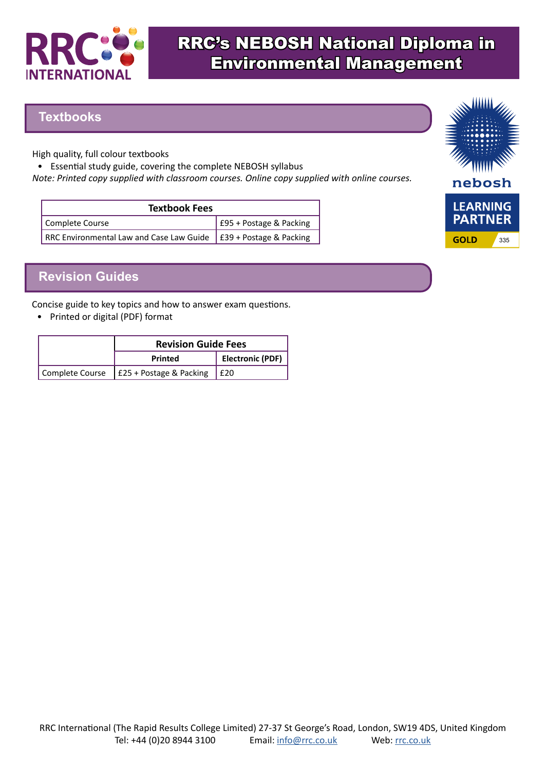# RRC's NEBOSH National Diploma in Environmental Management

## Textbooks

High quality, full colour textbooks

- Essential study guide, covering the complete NEBOSH syllabus

*Note: Printed copy supplied with classroom courses. Online copy supplied with online courses.*

| Textbook Fees | |
|---|---|
| Complete Course | £95 + Postage & Packing |
| RRC Environmental Law and Case Law Guide | £39 + Postage & Packing |

## Revision Guides

Concise guide to key topics and how to answer exam questions.

- Printed or digital (PDF) format

| | Revision Guide Fees | |
|---|---|---|
| | Printed | Electronic (PDF) |
| Complete Course | £25 + Postage & Packing | £20 |

RRC International (The Rapid Results College Limited) 27-37 St George's Road, London, SW19 4DS, United Kingdom
Tel: +44 (0)20 8944 3100 Email: info@rrc.co.uk Web: rrc.co.uk